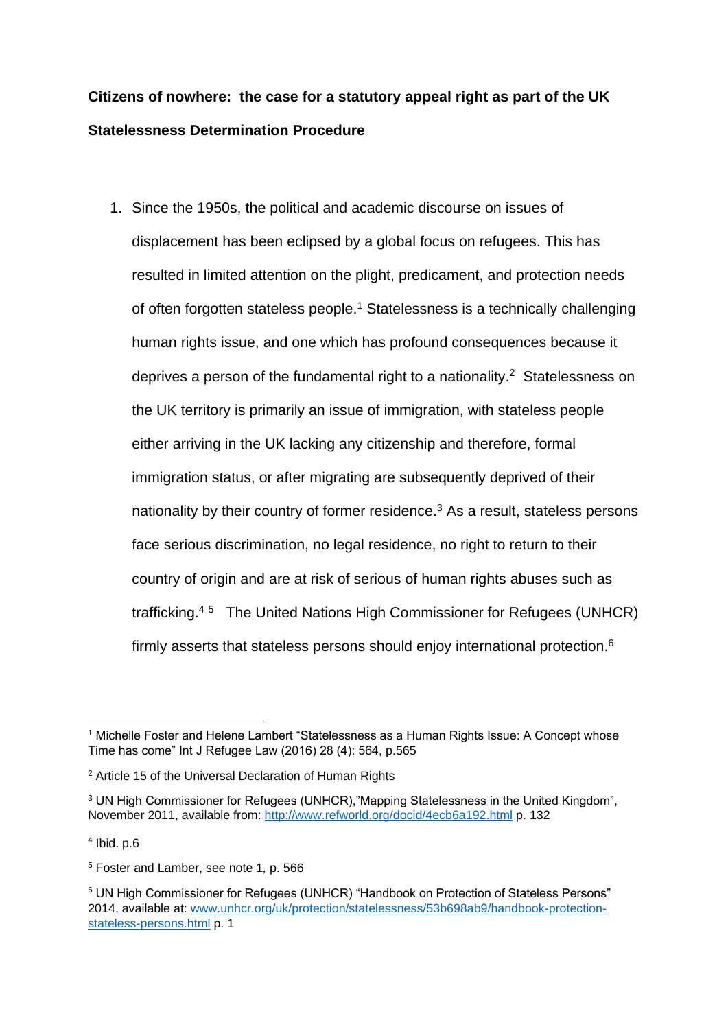**Citizens of nowhere: the case for a statutory appeal right as part of the UK Statelessness Determination Procedure**

1. Since the 1950s, the political and academic discourse on issues of displacement has been eclipsed by a global focus on refugees. This has resulted in limited attention on the plight, predicament, and protection needs of often forgotten stateless people.[1] Statelessness is a technically challenging human rights issue, and one which has profound consequences because it deprives a person of the fundamental right to a nationality.[2] Statelessness on the UK territory is primarily an issue of immigration, with stateless people either arriving in the UK lacking any citizenship and therefore, formal immigration status, or after migrating are subsequently deprived of their nationality by their country of former residence.[3] As a result, stateless persons face serious discrimination, no legal residence, no right to return to their country of origin and are at risk of serious of human rights abuses such as trafficking.[4] [5] The United Nations High Commissioner for Refugees (UNHCR) firmly asserts that stateless persons should enjoy international protection.[6]

---

[1] Michelle Foster and Helene Lambert "Statelessness as a Human Rights Issue: A Concept whose Time has come" Int J Refugee Law (2016) 28 (4): 564, p.565

[2] Article 15 of the Universal Declaration of Human Rights

[3] UN High Commissioner for Refugees (UNHCR),"Mapping Statelessness in the United Kingdom", November 2011, available from: http://www.refworld.org/docid/4ecb6a192.html p. 132

[4] Ibid. p.6

[5] Foster and Lamber, see note 1, p. 566

[6] UN High Commissioner for Refugees (UNHCR) "Handbook on Protection of Stateless Persons" 2014, available at: www.unhcr.org/uk/protection/statelessness/53b698ab9/handbook-protection-stateless-persons.html p. 1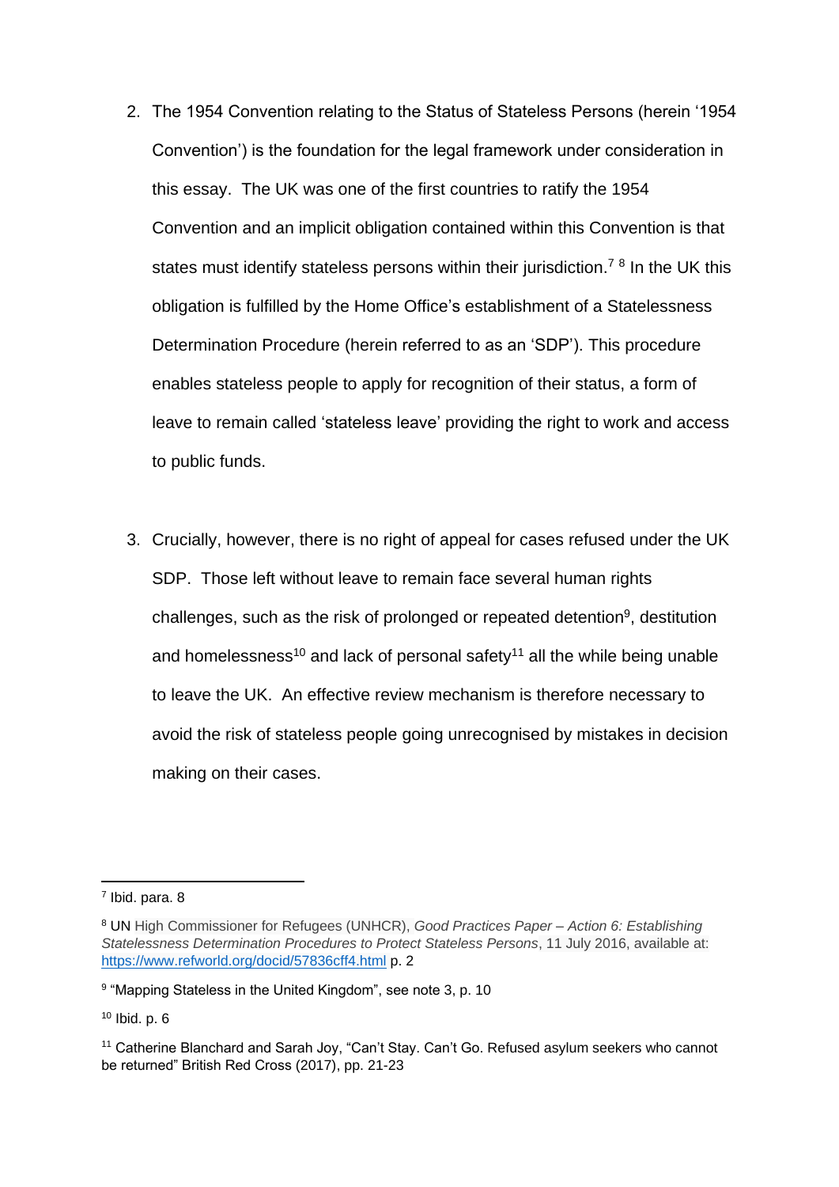2. The 1954 Convention relating to the Status of Stateless Persons (herein '1954 Convention') is the foundation for the legal framework under consideration in this essay. The UK was one of the first countries to ratify the 1954 Convention and an implicit obligation contained within this Convention is that states must identify stateless persons within their jurisdiction.[7] [8] In the UK this obligation is fulfilled by the Home Office's establishment of a Statelessness Determination Procedure (herein referred to as an 'SDP'). This procedure enables stateless people to apply for recognition of their status, a form of leave to remain called 'stateless leave' providing the right to work and access to public funds.

3. Crucially, however, there is no right of appeal for cases refused under the UK SDP. Those left without leave to remain face several human rights challenges, such as the risk of prolonged or repeated detention[9], destitution and homelessness[10] and lack of personal safety[11] all the while being unable to leave the UK. An effective review mechanism is therefore necessary to avoid the risk of stateless people going unrecognised by mistakes in decision making on their cases.

---

[7] Ibid. para. 8

[8] UN High Commissioner for Refugees (UNHCR), *Good Practices Paper – Action 6: Establishing Statelessness Determination Procedures to Protect Stateless Persons*, 11 July 2016, available at: https://www.refworld.org/docid/57836cff4.html p. 2

[9] "Mapping Stateless in the United Kingdom", see note 3, p. 10

[10] Ibid. p. 6

[11] Catherine Blanchard and Sarah Joy, "Can't Stay. Can't Go. Refused asylum seekers who cannot be returned" British Red Cross (2017), pp. 21-23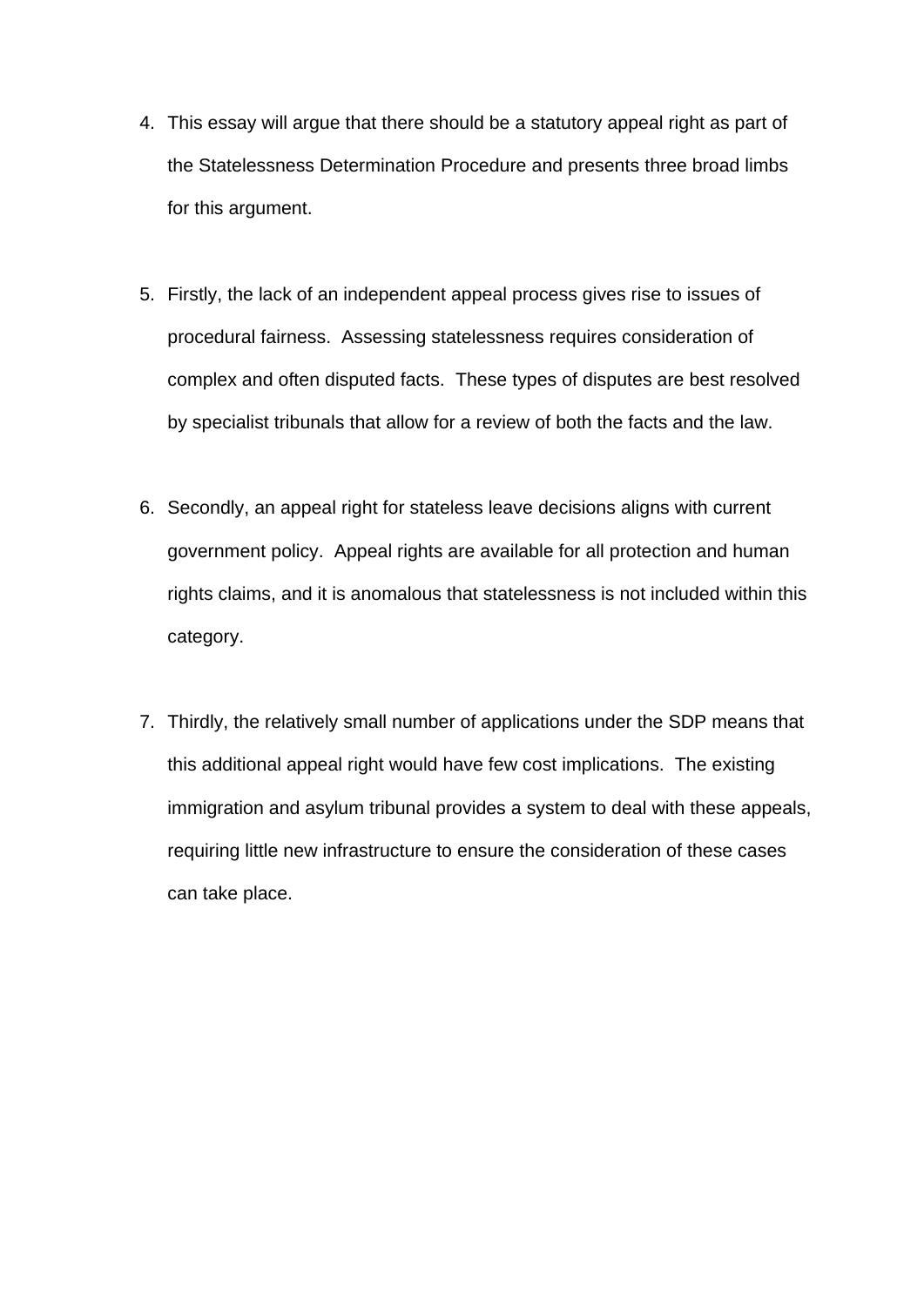4. This essay will argue that there should be a statutory appeal right as part of the Statelessness Determination Procedure and presents three broad limbs for this argument.

5. Firstly, the lack of an independent appeal process gives rise to issues of procedural fairness. Assessing statelessness requires consideration of complex and often disputed facts. These types of disputes are best resolved by specialist tribunals that allow for a review of both the facts and the law.

6. Secondly, an appeal right for stateless leave decisions aligns with current government policy. Appeal rights are available for all protection and human rights claims, and it is anomalous that statelessness is not included within this category.

7. Thirdly, the relatively small number of applications under the SDP means that this additional appeal right would have few cost implications. The existing immigration and asylum tribunal provides a system to deal with these appeals, requiring little new infrastructure to ensure the consideration of these cases can take place.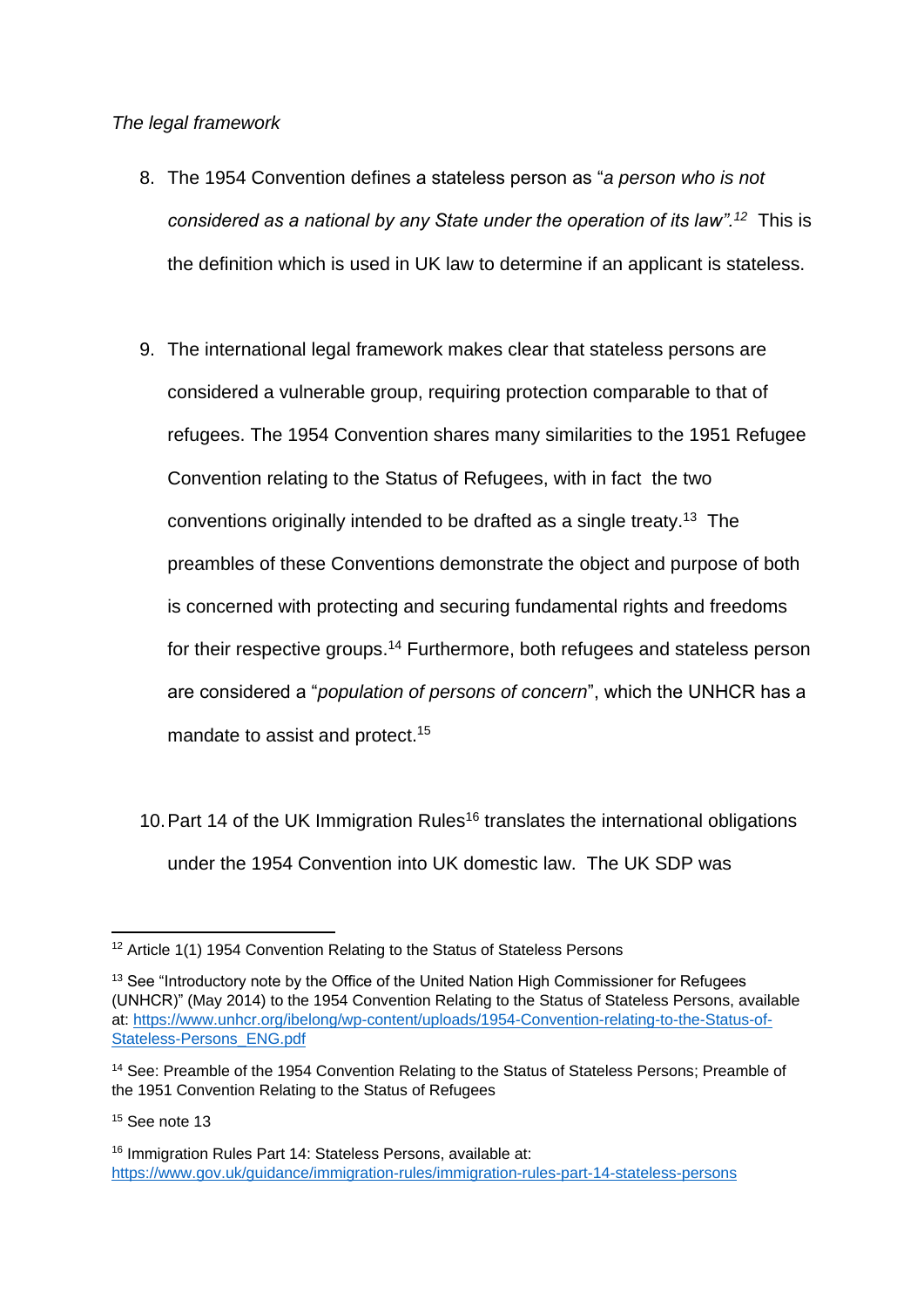*The legal framework*

8. The 1954 Convention defines a stateless person as "*a person who is not considered as a national by any State under the operation of its law".*[12] This is the definition which is used in UK law to determine if an applicant is stateless.

9. The international legal framework makes clear that stateless persons are considered a vulnerable group, requiring protection comparable to that of refugees. The 1954 Convention shares many similarities to the 1951 Refugee Convention relating to the Status of Refugees, with in fact the two conventions originally intended to be drafted as a single treaty.[13] The preambles of these Conventions demonstrate the object and purpose of both is concerned with protecting and securing fundamental rights and freedoms for their respective groups.[14] Furthermore, both refugees and stateless person are considered a "*population of persons of concern*", which the UNHCR has a mandate to assist and protect.[15]

10. Part 14 of the UK Immigration Rules[16] translates the international obligations under the 1954 Convention into UK domestic law. The UK SDP was

---

[12] Article 1(1) 1954 Convention Relating to the Status of Stateless Persons

[13] See "Introductory note by the Office of the United Nation High Commissioner for Refugees (UNHCR)" (May 2014) to the 1954 Convention Relating to the Status of Stateless Persons, available at: https://www.unhcr.org/ibelong/wp-content/uploads/1954-Convention-relating-to-the-Status-of-Stateless-Persons_ENG.pdf

[14] See: Preamble of the 1954 Convention Relating to the Status of Stateless Persons; Preamble of the 1951 Convention Relating to the Status of Refugees

[15] See note 13

[16] Immigration Rules Part 14: Stateless Persons, available at: https://www.gov.uk/guidance/immigration-rules/immigration-rules-part-14-stateless-persons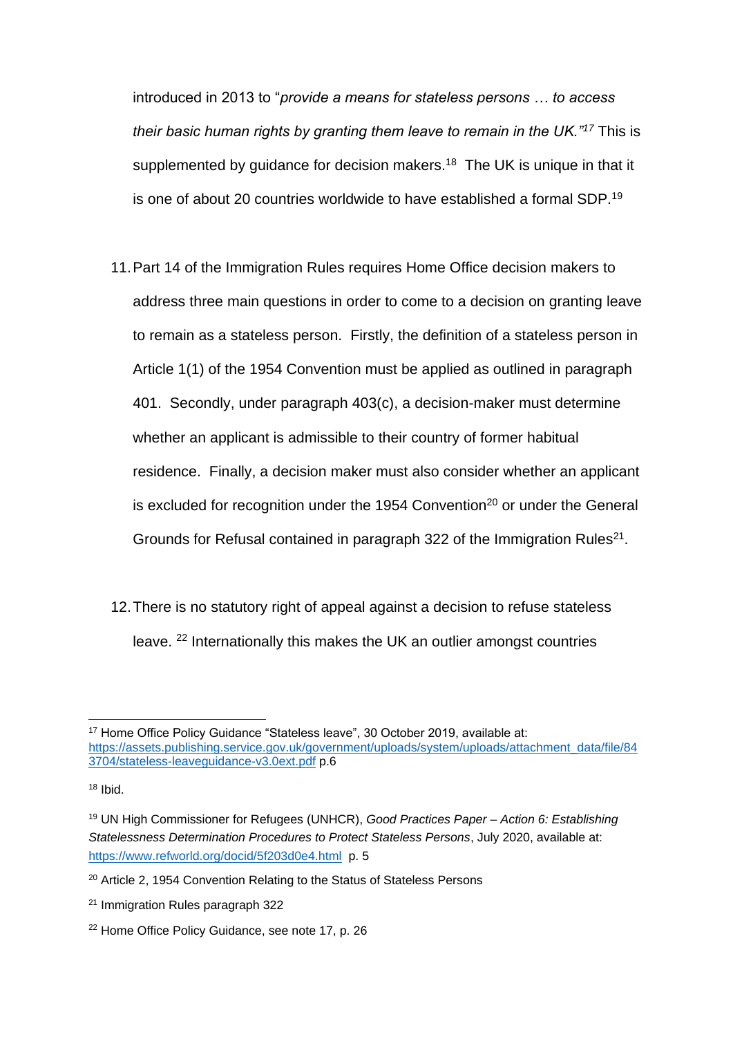introduced in 2013 to "*provide a means for stateless persons … to access their basic human rights by granting them leave to remain in the UK."*[17] This is supplemented by guidance for decision makers.[18] The UK is unique in that it is one of about 20 countries worldwide to have established a formal SDP.[19]

11. Part 14 of the Immigration Rules requires Home Office decision makers to address three main questions in order to come to a decision on granting leave to remain as a stateless person. Firstly, the definition of a stateless person in Article 1(1) of the 1954 Convention must be applied as outlined in paragraph 401. Secondly, under paragraph 403(c), a decision-maker must determine whether an applicant is admissible to their country of former habitual residence. Finally, a decision maker must also consider whether an applicant is excluded for recognition under the 1954 Convention[20] or under the General Grounds for Refusal contained in paragraph 322 of the Immigration Rules[21].

12. There is no statutory right of appeal against a decision to refuse stateless leave. [22] Internationally this makes the UK an outlier amongst countries

---

[17] Home Office Policy Guidance "Stateless leave", 30 October 2019, available at: https://assets.publishing.service.gov.uk/government/uploads/system/uploads/attachment_data/file/843704/stateless-leaveguidance-v3.0ext.pdf p.6

[18] Ibid.

[19] UN High Commissioner for Refugees (UNHCR), *Good Practices Paper – Action 6: Establishing Statelessness Determination Procedures to Protect Stateless Persons*, July 2020, available at: https://www.refworld.org/docid/5f203d0e4.html p. 5

[20] Article 2, 1954 Convention Relating to the Status of Stateless Persons

[21] Immigration Rules paragraph 322

[22] Home Office Policy Guidance, see note 17, p. 26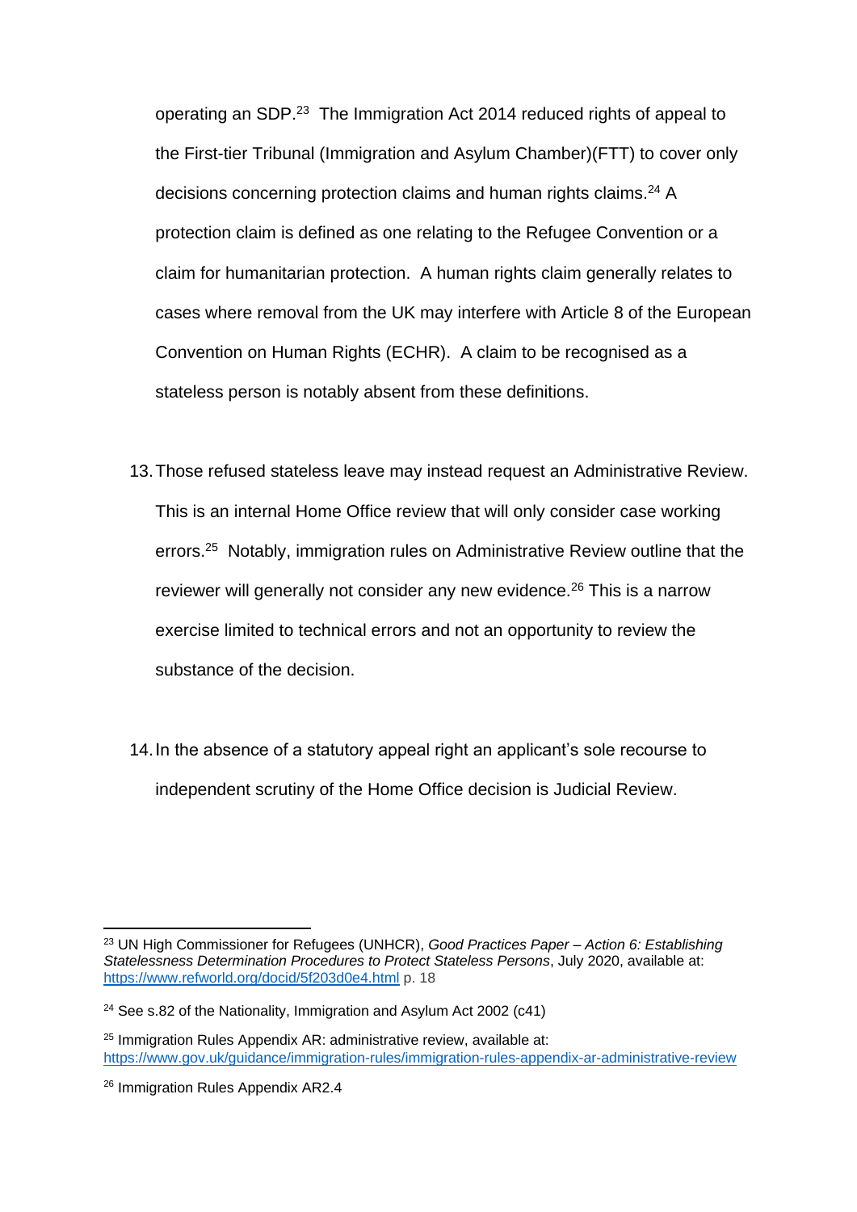operating an SDP.[23] The Immigration Act 2014 reduced rights of appeal to the First-tier Tribunal (Immigration and Asylum Chamber)(FTT) to cover only decisions concerning protection claims and human rights claims.[24] A protection claim is defined as one relating to the Refugee Convention or a claim for humanitarian protection. A human rights claim generally relates to cases where removal from the UK may interfere with Article 8 of the European Convention on Human Rights (ECHR). A claim to be recognised as a stateless person is notably absent from these definitions.

13. Those refused stateless leave may instead request an Administrative Review. This is an internal Home Office review that will only consider case working errors.[25] Notably, immigration rules on Administrative Review outline that the reviewer will generally not consider any new evidence.[26] This is a narrow exercise limited to technical errors and not an opportunity to review the substance of the decision.

14. In the absence of a statutory appeal right an applicant's sole recourse to independent scrutiny of the Home Office decision is Judicial Review.

---

[23] UN High Commissioner for Refugees (UNHCR), *Good Practices Paper – Action 6: Establishing Statelessness Determination Procedures to Protect Stateless Persons*, July 2020, available at: https://www.refworld.org/docid/5f203d0e4.html p. 18

[24] See s.82 of the Nationality, Immigration and Asylum Act 2002 (c41)

[25] Immigration Rules Appendix AR: administrative review, available at: https://www.gov.uk/guidance/immigration-rules/immigration-rules-appendix-ar-administrative-review

[26] Immigration Rules Appendix AR2.4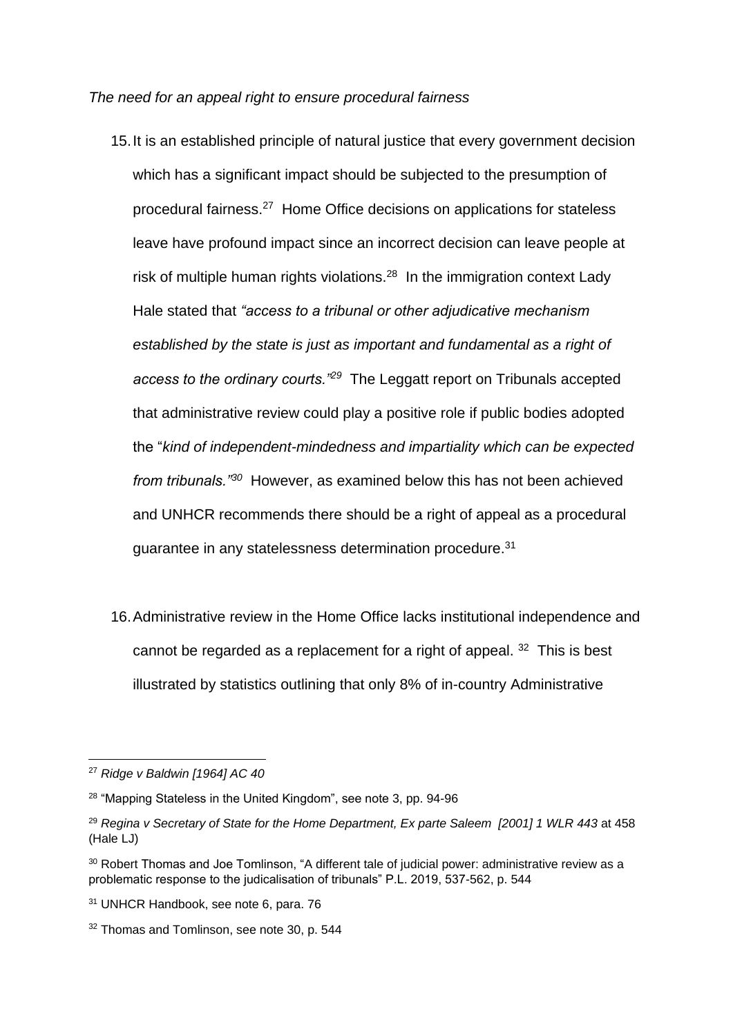*The need for an appeal right to ensure procedural fairness*

15. It is an established principle of natural justice that every government decision which has a significant impact should be subjected to the presumption of procedural fairness.[27] Home Office decisions on applications for stateless leave have profound impact since an incorrect decision can leave people at risk of multiple human rights violations.[28] In the immigration context Lady Hale stated that *"access to a tribunal or other adjudicative mechanism established by the state is just as important and fundamental as a right of access to the ordinary courts."*[29] The Leggatt report on Tribunals accepted that administrative review could play a positive role if public bodies adopted the "*kind of independent-mindedness and impartiality which can be expected from tribunals."*[30] However, as examined below this has not been achieved and UNHCR recommends there should be a right of appeal as a procedural guarantee in any statelessness determination procedure.[31]

16. Administrative review in the Home Office lacks institutional independence and cannot be regarded as a replacement for a right of appeal. [32] This is best illustrated by statistics outlining that only 8% of in-country Administrative

---

[27] *Ridge v Baldwin [1964] AC 40*

[28] "Mapping Stateless in the United Kingdom", see note 3, pp. 94-96

[29] *Regina v Secretary of State for the Home Department, Ex parte Saleem [2001] 1 WLR 443* at 458 (Hale LJ)

[30] Robert Thomas and Joe Tomlinson, "A different tale of judicial power: administrative review as a problematic response to the judicalisation of tribunals" P.L. 2019, 537-562, p. 544

[31] UNHCR Handbook, see note 6, para. 76

[32] Thomas and Tomlinson, see note 30, p. 544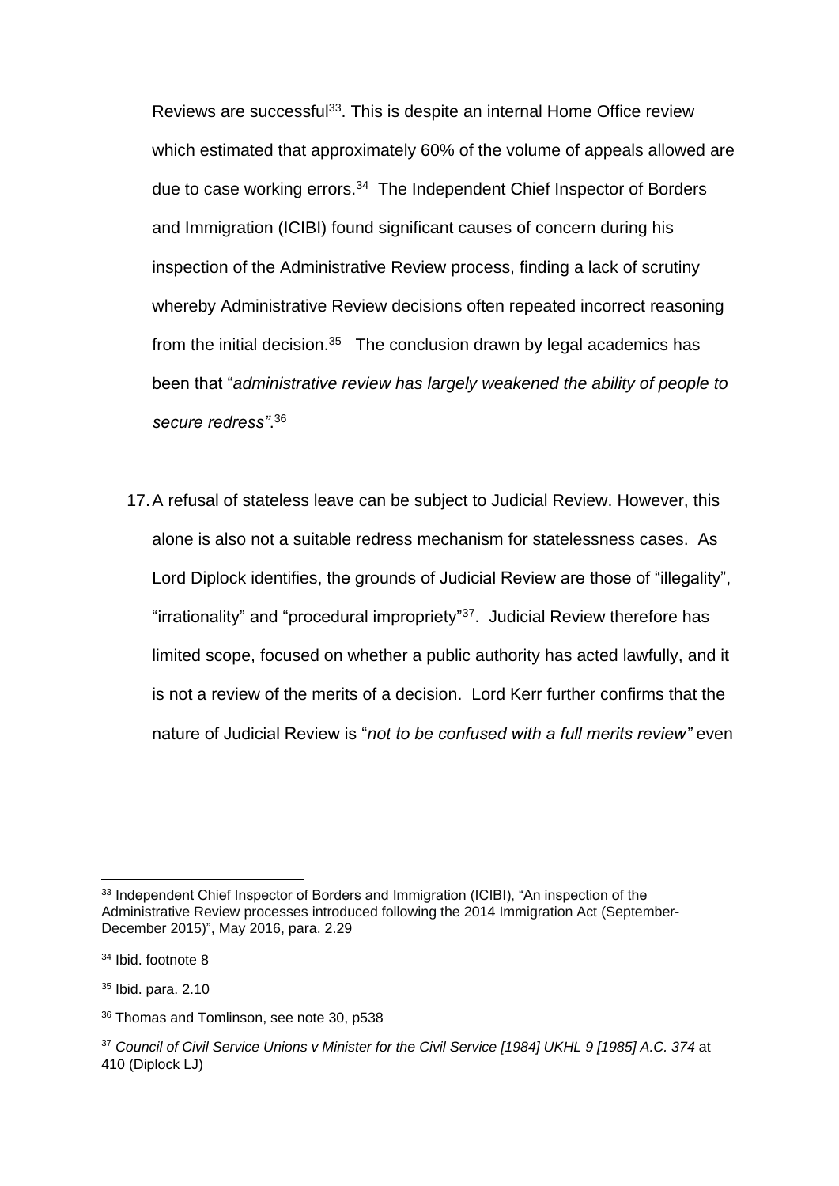Reviews are successful[33]. This is despite an internal Home Office review which estimated that approximately 60% of the volume of appeals allowed are due to case working errors.[34] The Independent Chief Inspector of Borders and Immigration (ICIBI) found significant causes of concern during his inspection of the Administrative Review process, finding a lack of scrutiny whereby Administrative Review decisions often repeated incorrect reasoning from the initial decision.[35] The conclusion drawn by legal academics has been that "*administrative review has largely weakened the ability of people to secure redress"*.[36]

17. A refusal of stateless leave can be subject to Judicial Review. However, this alone is also not a suitable redress mechanism for statelessness cases. As Lord Diplock identifies, the grounds of Judicial Review are those of "illegality", "irrationality" and "procedural impropriety"[37]. Judicial Review therefore has limited scope, focused on whether a public authority has acted lawfully, and it is not a review of the merits of a decision. Lord Kerr further confirms that the nature of Judicial Review is "*not to be confused with a full merits review"* even

---

[33] Independent Chief Inspector of Borders and Immigration (ICIBI), "An inspection of the Administrative Review processes introduced following the 2014 Immigration Act (September-December 2015)", May 2016, para. 2.29

[34] Ibid. footnote 8

[35] Ibid. para. 2.10

[36] Thomas and Tomlinson, see note 30, p538

[37] *Council of Civil Service Unions v Minister for the Civil Service [1984] UKHL 9 [1985] A.C. 374* at 410 (Diplock LJ)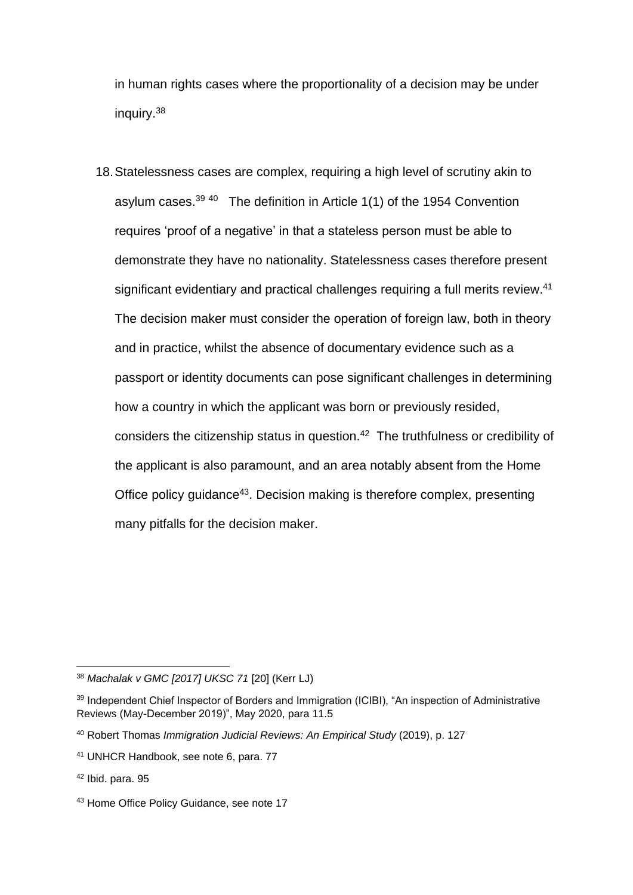in human rights cases where the proportionality of a decision may be under inquiry.[38]

18. Statelessness cases are complex, requiring a high level of scrutiny akin to asylum cases.[39] [40] The definition in Article 1(1) of the 1954 Convention requires 'proof of a negative' in that a stateless person must be able to demonstrate they have no nationality. Statelessness cases therefore present significant evidentiary and practical challenges requiring a full merits review.[41] The decision maker must consider the operation of foreign law, both in theory and in practice, whilst the absence of documentary evidence such as a passport or identity documents can pose significant challenges in determining how a country in which the applicant was born or previously resided, considers the citizenship status in question.[42] The truthfulness or credibility of the applicant is also paramount, and an area notably absent from the Home Office policy guidance[43]. Decision making is therefore complex, presenting many pitfalls for the decision maker.

---

[38] *Machalak v GMC [2017] UKSC 71* [20] (Kerr LJ)

[39] Independent Chief Inspector of Borders and Immigration (ICIBI), "An inspection of Administrative Reviews (May-December 2019)", May 2020, para 11.5

[40] Robert Thomas *Immigration Judicial Reviews: An Empirical Study* (2019), p. 127

[41] UNHCR Handbook, see note 6, para. 77

[42] Ibid. para. 95

[43] Home Office Policy Guidance, see note 17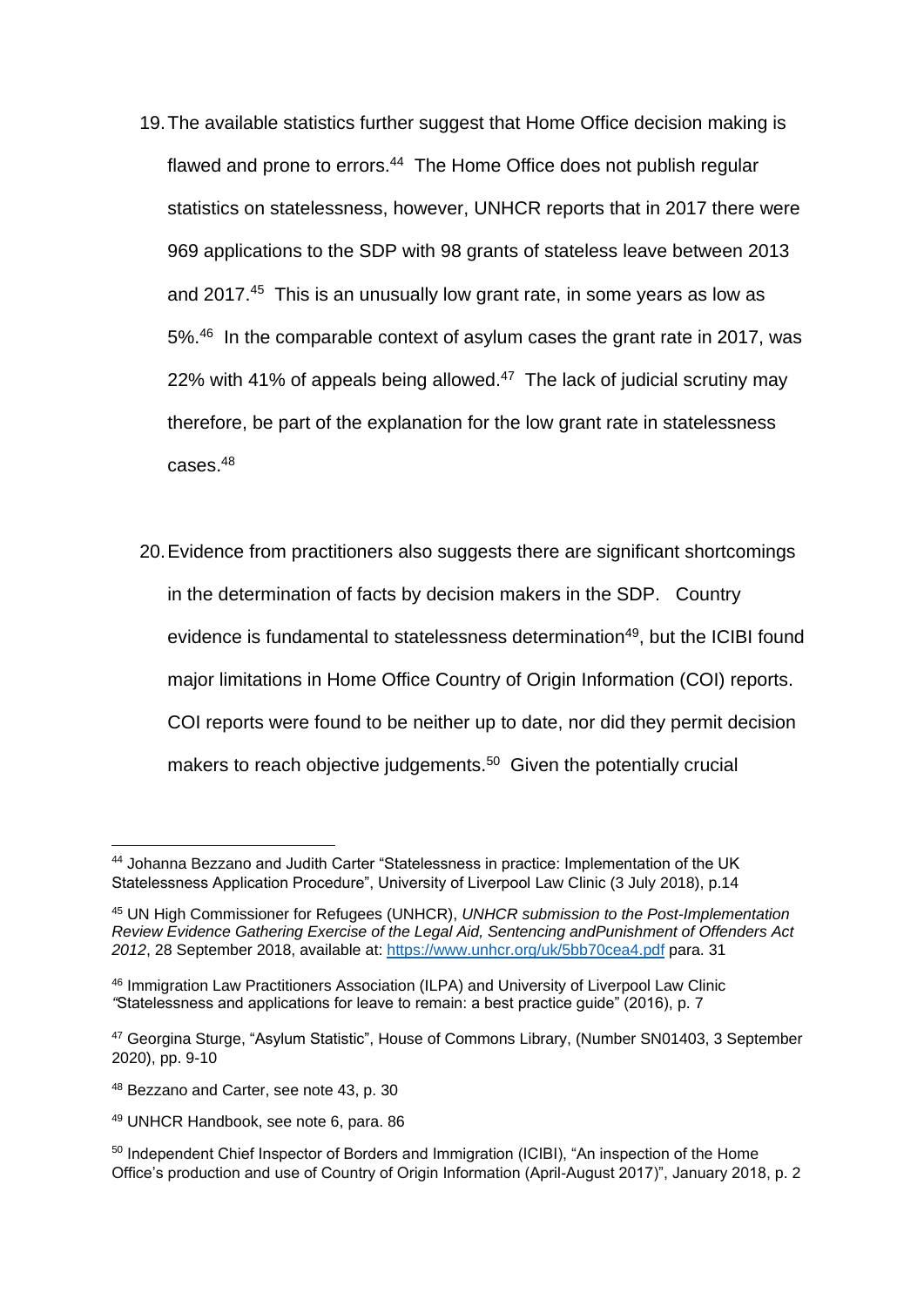19. The available statistics further suggest that Home Office decision making is flawed and prone to errors.[44] The Home Office does not publish regular statistics on statelessness, however, UNHCR reports that in 2017 there were 969 applications to the SDP with 98 grants of stateless leave between 2013 and 2017.[45] This is an unusually low grant rate, in some years as low as 5%.[46] In the comparable context of asylum cases the grant rate in 2017, was 22% with 41% of appeals being allowed.[47] The lack of judicial scrutiny may therefore, be part of the explanation for the low grant rate in statelessness cases.[48]

20. Evidence from practitioners also suggests there are significant shortcomings in the determination of facts by decision makers in the SDP. Country evidence is fundamental to statelessness determination[49], but the ICIBI found major limitations in Home Office Country of Origin Information (COI) reports. COI reports were found to be neither up to date, nor did they permit decision makers to reach objective judgements.[50] Given the potentially crucial

---

[44] Johanna Bezzano and Judith Carter "Statelessness in practice: Implementation of the UK Statelessness Application Procedure", University of Liverpool Law Clinic (3 July 2018), p.14

[45] UN High Commissioner for Refugees (UNHCR), *UNHCR submission to the Post-Implementation Review Evidence Gathering Exercise of the Legal Aid, Sentencing andPunishment of Offenders Act 2012*, 28 September 2018, available at: https://www.unhcr.org/uk/5bb70cea4.pdf para. 31

[46] Immigration Law Practitioners Association (ILPA) and University of Liverpool Law Clinic *"*Statelessness and applications for leave to remain: a best practice guide" (2016), p. 7

[47] Georgina Sturge, "Asylum Statistic", House of Commons Library, (Number SN01403, 3 September 2020), pp. 9-10

[48] Bezzano and Carter, see note 43, p. 30

[49] UNHCR Handbook, see note 6, para. 86

[50] Independent Chief Inspector of Borders and Immigration (ICIBI), "An inspection of the Home Office's production and use of Country of Origin Information (April-August 2017)", January 2018, p. 2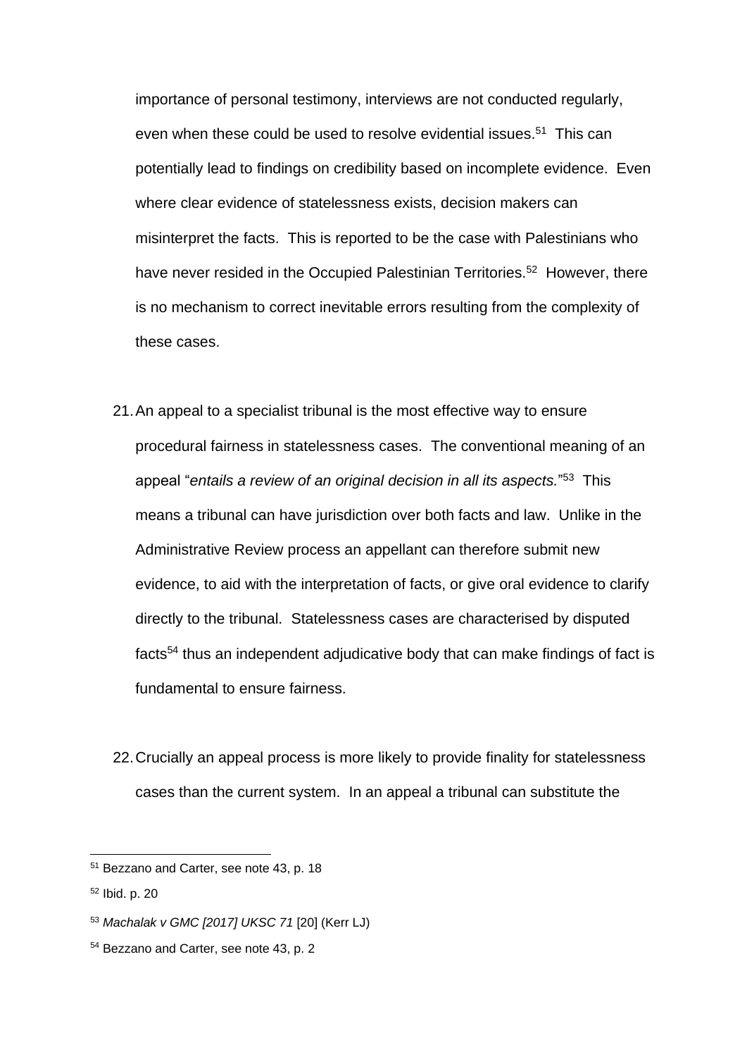importance of personal testimony, interviews are not conducted regularly, even when these could be used to resolve evidential issues.[51] This can potentially lead to findings on credibility based on incomplete evidence. Even where clear evidence of statelessness exists, decision makers can misinterpret the facts. This is reported to be the case with Palestinians who have never resided in the Occupied Palestinian Territories.[52] However, there is no mechanism to correct inevitable errors resulting from the complexity of these cases.

21. An appeal to a specialist tribunal is the most effective way to ensure procedural fairness in statelessness cases. The conventional meaning of an appeal "*entails a review of an original decision in all its aspects.*"[53] This means a tribunal can have jurisdiction over both facts and law. Unlike in the Administrative Review process an appellant can therefore submit new evidence, to aid with the interpretation of facts, or give oral evidence to clarify directly to the tribunal. Statelessness cases are characterised by disputed facts[54] thus an independent adjudicative body that can make findings of fact is fundamental to ensure fairness.

22. Crucially an appeal process is more likely to provide finality for statelessness cases than the current system. In an appeal a tribunal can substitute the

---

[51] Bezzano and Carter, see note 43, p. 18

[52] Ibid. p. 20

[53] *Machalak v GMC [2017] UKSC 71* [20] (Kerr LJ)

[54] Bezzano and Carter, see note 43, p. 2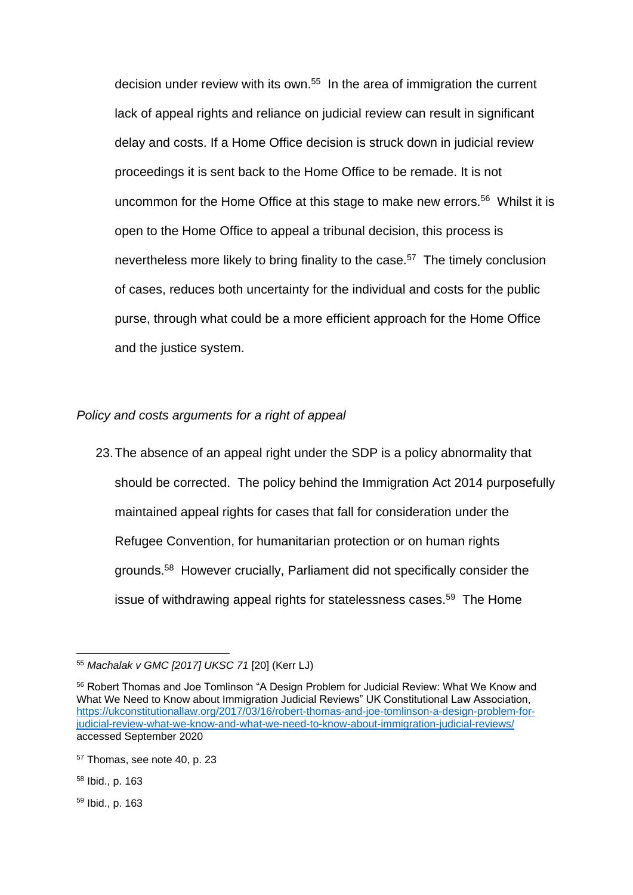decision under review with its own.[55] In the area of immigration the current lack of appeal rights and reliance on judicial review can result in significant delay and costs. If a Home Office decision is struck down in judicial review proceedings it is sent back to the Home Office to be remade. It is not uncommon for the Home Office at this stage to make new errors.[56] Whilst it is open to the Home Office to appeal a tribunal decision, this process is nevertheless more likely to bring finality to the case.[57] The timely conclusion of cases, reduces both uncertainty for the individual and costs for the public purse, through what could be a more efficient approach for the Home Office and the justice system.

*Policy and costs arguments for a right of appeal*

23. The absence of an appeal right under the SDP is a policy abnormality that should be corrected. The policy behind the Immigration Act 2014 purposefully maintained appeal rights for cases that fall for consideration under the Refugee Convention, for humanitarian protection or on human rights grounds.[58] However crucially, Parliament did not specifically consider the issue of withdrawing appeal rights for statelessness cases.[59] The Home

---

[55] *Machalak v GMC [2017] UKSC 71* [20] (Kerr LJ)

[56] Robert Thomas and Joe Tomlinson "A Design Problem for Judicial Review: What We Know and What We Need to Know about Immigration Judicial Reviews" UK Constitutional Law Association, https://ukconstitutionallaw.org/2017/03/16/robert-thomas-and-joe-tomlinson-a-design-problem-for-judicial-review-what-we-know-and-what-we-need-to-know-about-immigration-judicial-reviews/ accessed September 2020

[57] Thomas, see note 40, p. 23

[58] Ibid., p. 163

[59] Ibid., p. 163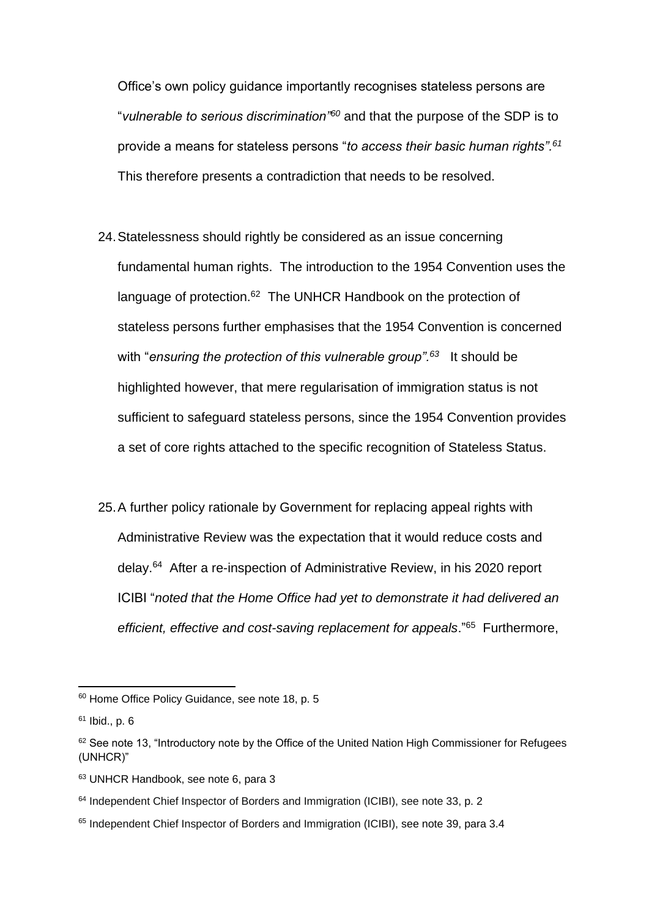Office's own policy guidance importantly recognises stateless persons are "*vulnerable to serious discrimination*"[60] and that the purpose of the SDP is to provide a means for stateless persons "*to access their basic human rights*".[61] This therefore presents a contradiction that needs to be resolved.

24. Statelessness should rightly be considered as an issue concerning fundamental human rights. The introduction to the 1954 Convention uses the language of protection.[62] The UNHCR Handbook on the protection of stateless persons further emphasises that the 1954 Convention is concerned with "*ensuring the protection of this vulnerable group*".[63] It should be highlighted however, that mere regularisation of immigration status is not sufficient to safeguard stateless persons, since the 1954 Convention provides a set of core rights attached to the specific recognition of Stateless Status.

25. A further policy rationale by Government for replacing appeal rights with Administrative Review was the expectation that it would reduce costs and delay.[64] After a re-inspection of Administrative Review, in his 2020 report ICIBI "*noted that the Home Office had yet to demonstrate it had delivered an efficient, effective and cost-saving replacement for appeals*."[65] Furthermore,

---

[60] Home Office Policy Guidance, see note 18, p. 5

[61] Ibid., p. 6

[62] See note 13, "Introductory note by the Office of the United Nation High Commissioner for Refugees (UNHCR)"

[63] UNHCR Handbook, see note 6, para 3

[64] Independent Chief Inspector of Borders and Immigration (ICIBI), see note 33, p. 2

[65] Independent Chief Inspector of Borders and Immigration (ICIBI), see note 39, para 3.4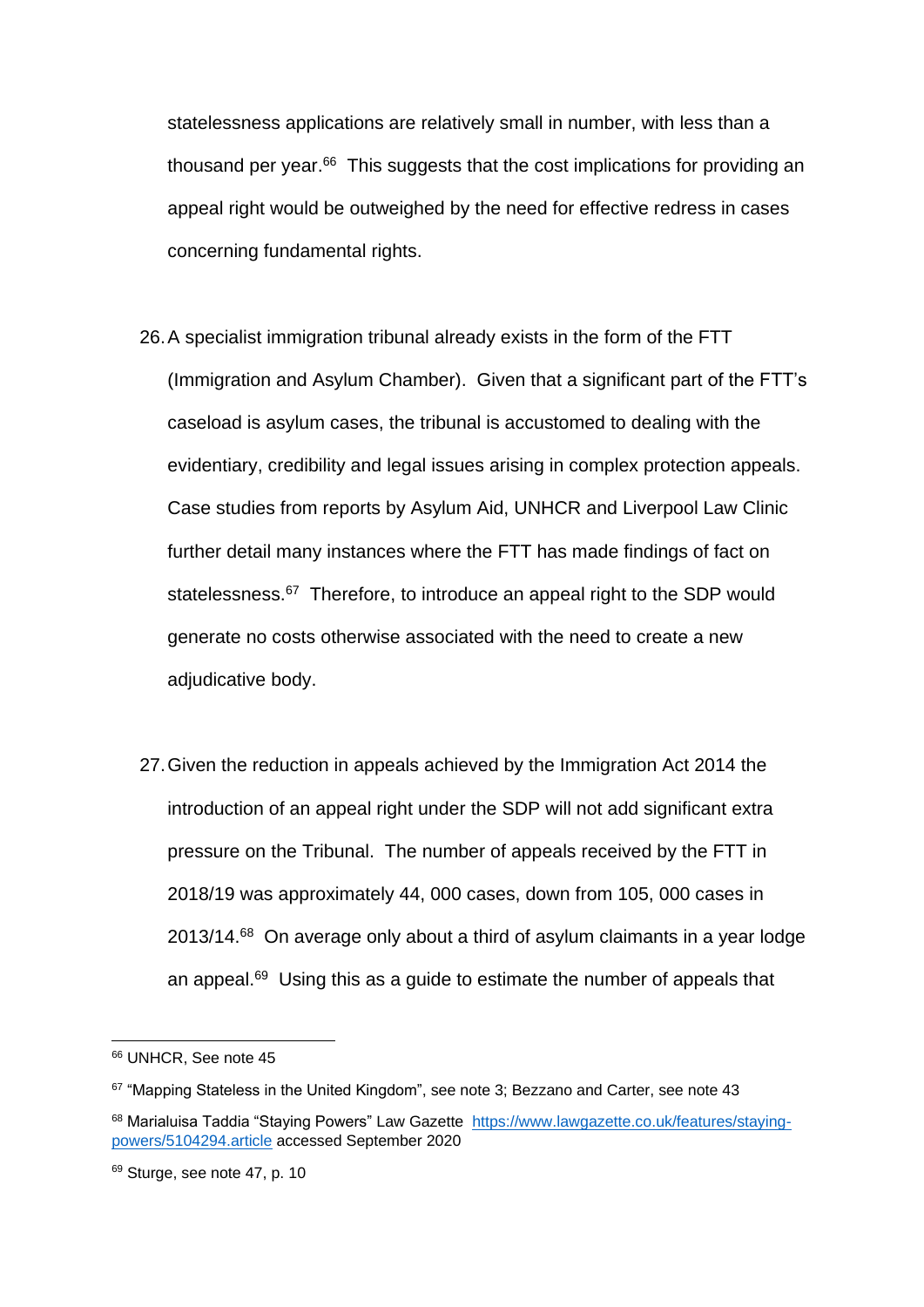statelessness applications are relatively small in number, with less than a thousand per year.[66] This suggests that the cost implications for providing an appeal right would be outweighed by the need for effective redress in cases concerning fundamental rights.

26. A specialist immigration tribunal already exists in the form of the FTT (Immigration and Asylum Chamber). Given that a significant part of the FTT's caseload is asylum cases, the tribunal is accustomed to dealing with the evidentiary, credibility and legal issues arising in complex protection appeals. Case studies from reports by Asylum Aid, UNHCR and Liverpool Law Clinic further detail many instances where the FTT has made findings of fact on statelessness.[67] Therefore, to introduce an appeal right to the SDP would generate no costs otherwise associated with the need to create a new adjudicative body.

27. Given the reduction in appeals achieved by the Immigration Act 2014 the introduction of an appeal right under the SDP will not add significant extra pressure on the Tribunal. The number of appeals received by the FTT in 2018/19 was approximately 44, 000 cases, down from 105, 000 cases in 2013/14.[68] On average only about a third of asylum claimants in a year lodge an appeal.[69] Using this as a guide to estimate the number of appeals that

---

[66] UNHCR, See note 45

[67] "Mapping Stateless in the United Kingdom", see note 3; Bezzano and Carter, see note 43

[68] Marialuisa Taddia "Staying Powers" Law Gazette https://www.lawgazette.co.uk/features/staying-powers/5104294.article accessed September 2020

[69] Sturge, see note 47, p. 10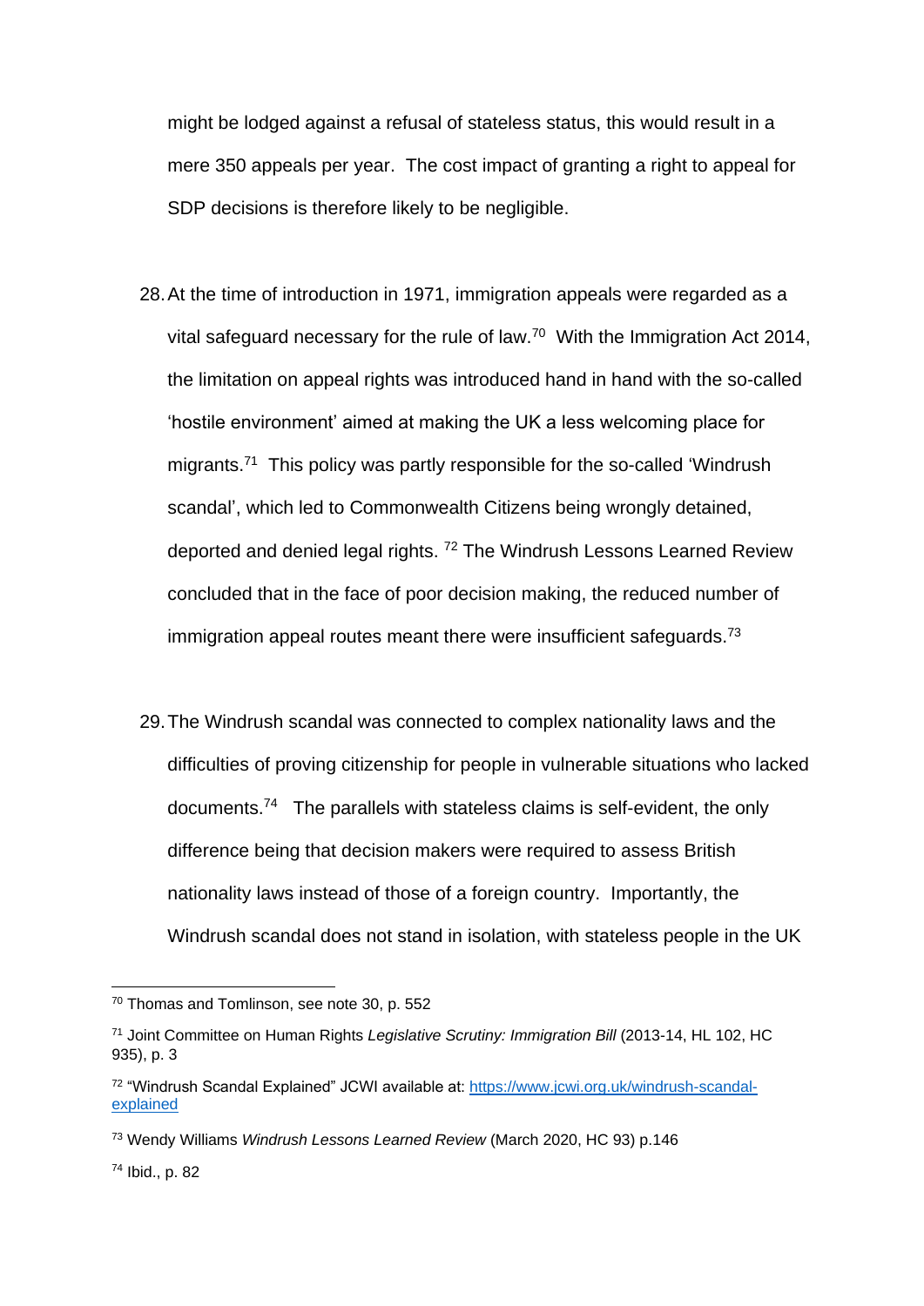might be lodged against a refusal of stateless status, this would result in a mere 350 appeals per year. The cost impact of granting a right to appeal for SDP decisions is therefore likely to be negligible.

28. At the time of introduction in 1971, immigration appeals were regarded as a vital safeguard necessary for the rule of law.[70] With the Immigration Act 2014, the limitation on appeal rights was introduced hand in hand with the so-called 'hostile environment' aimed at making the UK a less welcoming place for migrants.[71] This policy was partly responsible for the so-called 'Windrush scandal', which led to Commonwealth Citizens being wrongly detained, deported and denied legal rights. [72] The Windrush Lessons Learned Review concluded that in the face of poor decision making, the reduced number of immigration appeal routes meant there were insufficient safeguards.[73]

29. The Windrush scandal was connected to complex nationality laws and the difficulties of proving citizenship for people in vulnerable situations who lacked documents.[74] The parallels with stateless claims is self-evident, the only difference being that decision makers were required to assess British nationality laws instead of those of a foreign country. Importantly, the Windrush scandal does not stand in isolation, with stateless people in the UK

---

[70] Thomas and Tomlinson, see note 30, p. 552

[71] Joint Committee on Human Rights *Legislative Scrutiny: Immigration Bill* (2013-14, HL 102, HC 935), p. 3

[72] "Windrush Scandal Explained" JCWI available at: [https://www.jcwi.org.uk/windrush-scandal-explained](https://www.jcwi.org.uk/windrush-scandal-explained)

[73] Wendy Williams *Windrush Lessons Learned Review* (March 2020, HC 93) p.146

[74] Ibid., p. 82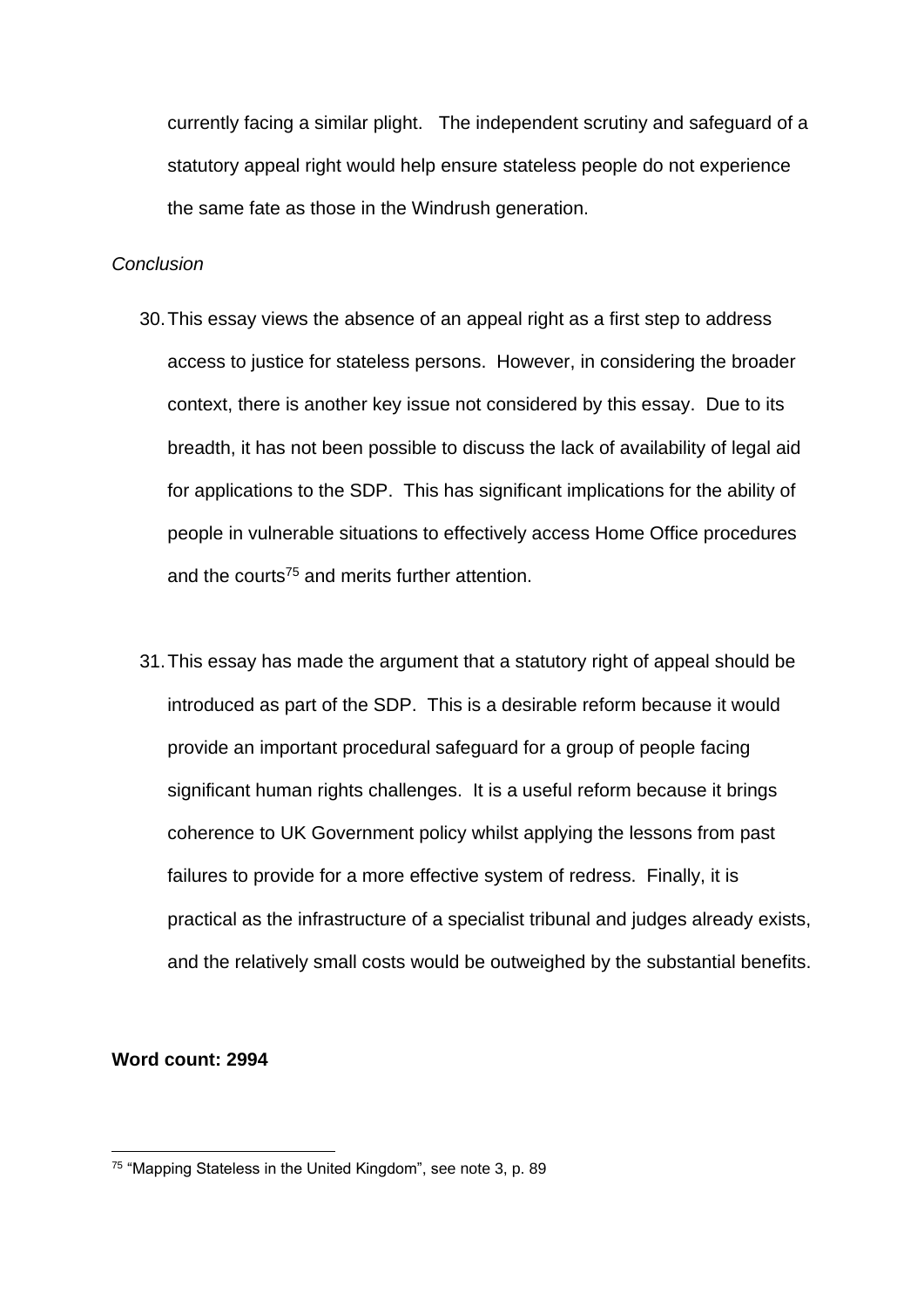currently facing a similar plight. The independent scrutiny and safeguard of a statutory appeal right would help ensure stateless people do not experience the same fate as those in the Windrush generation.

*Conclusion*

30. This essay views the absence of an appeal right as a first step to address access to justice for stateless persons. However, in considering the broader context, there is another key issue not considered by this essay. Due to its breadth, it has not been possible to discuss the lack of availability of legal aid for applications to the SDP. This has significant implications for the ability of people in vulnerable situations to effectively access Home Office procedures and the courts[75] and merits further attention.

31. This essay has made the argument that a statutory right of appeal should be introduced as part of the SDP. This is a desirable reform because it would provide an important procedural safeguard for a group of people facing significant human rights challenges. It is a useful reform because it brings coherence to UK Government policy whilst applying the lessons from past failures to provide for a more effective system of redress. Finally, it is practical as the infrastructure of a specialist tribunal and judges already exists, and the relatively small costs would be outweighed by the substantial benefits.

**Word count: 2994**

[75] "Mapping Stateless in the United Kingdom", see note 3, p. 89